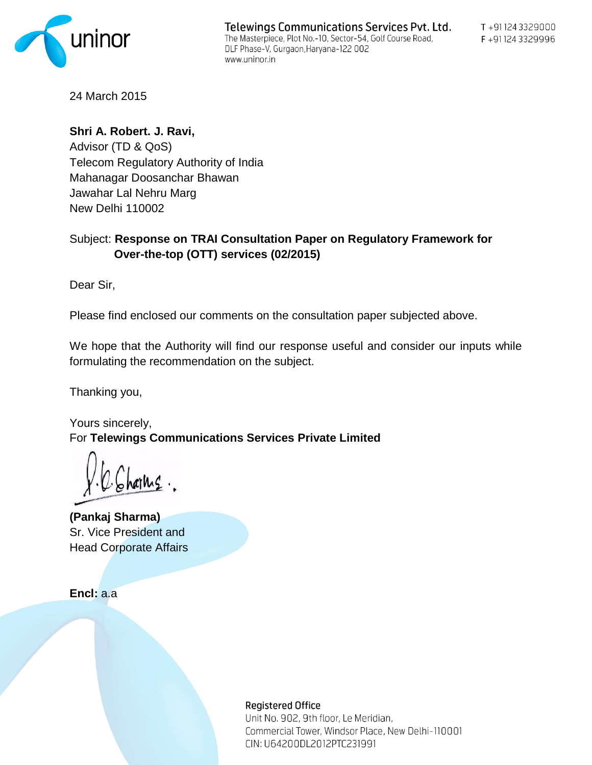uninor

**Telewings Communications Services Pvt. Ltd.**
The Masterpiece, Plot No.-10, Sector-54, Golf Course Road,
DLF Phase-V, Gurgaon,Haryana-122 002
www.uninor.in

T +91 124 3329000
F +91 124 3329996

24 March 2015

**Shri A. Robert. J. Ravi,**
Advisor (TD & QoS)
Telecom Regulatory Authority of India
Mahanagar Doosanchar Bhawan
Jawahar Lal Nehru Marg
New Delhi 110002

Subject: **Response on TRAI Consultation Paper on Regulatory Framework for Over-the-top (OTT) services (02/2015)**

Dear Sir,

Please find enclosed our comments on the consultation paper subjected above.

We hope that the Authority will find our response useful and consider our inputs while formulating the recommendation on the subject.

Thanking you,

Yours sincerely,
For **Telewings Communications Services Private Limited**

**(Pankaj Sharma)**
Sr. Vice President and
Head Corporate Affairs

**Encl:** a.a

**Registered Office**
Unit No. 902, 9th floor, Le Meridian,
Commercial Tower, Windsor Place, New Delhi-110001
CIN: U64200DL2012PTC231991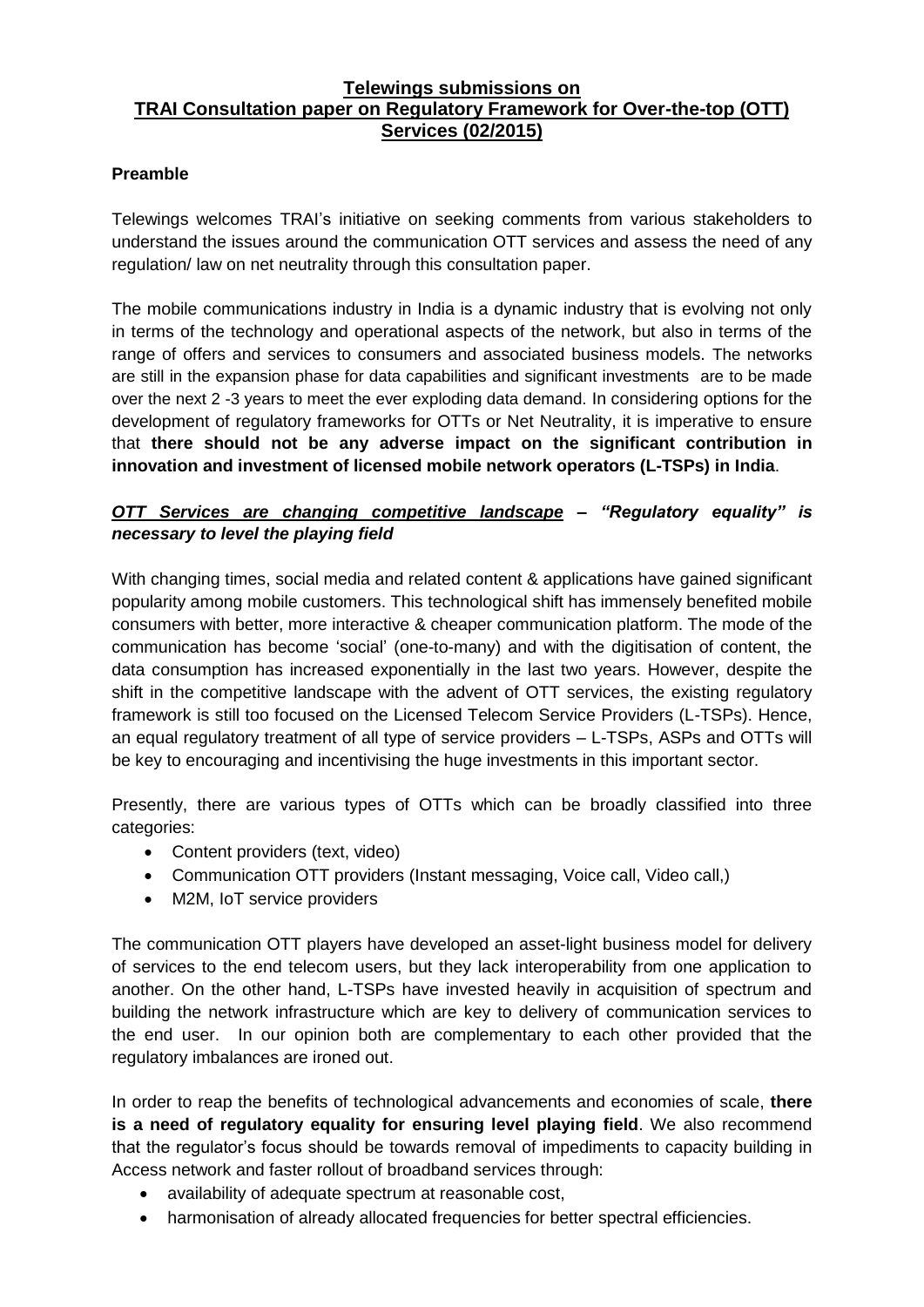**Telewings submissions on**
**TRAI Consultation paper on Regulatory Framework for Over-the-top (OTT) Services (02/2015)**

**Preamble**

Telewings welcomes TRAI's initiative on seeking comments from various stakeholders to understand the issues around the communication OTT services and assess the need of any regulation/ law on net neutrality through this consultation paper.

The mobile communications industry in India is a dynamic industry that is evolving not only in terms of the technology and operational aspects of the network, but also in terms of the range of offers and services to consumers and associated business models. The networks are still in the expansion phase for data capabilities and significant investments are to be made over the next 2 -3 years to meet the ever exploding data demand. In considering options for the development of regulatory frameworks for OTTs or Net Neutrality, it is imperative to ensure that **there should not be any adverse impact on the significant contribution in innovation and investment of licensed mobile network operators (L-TSPs) in India**.

***OTT Services are changing competitive landscape – "Regulatory equality" is necessary to level the playing field***

With changing times, social media and related content & applications have gained significant popularity among mobile customers. This technological shift has immensely benefited mobile consumers with better, more interactive & cheaper communication platform. The mode of the communication has become 'social' (one-to-many) and with the digitisation of content, the data consumption has increased exponentially in the last two years. However, despite the shift in the competitive landscape with the advent of OTT services, the existing regulatory framework is still too focused on the Licensed Telecom Service Providers (L-TSPs). Hence, an equal regulatory treatment of all type of service providers – L-TSPs, ASPs and OTTs will be key to encouraging and incentivising the huge investments in this important sector.

Presently, there are various types of OTTs which can be broadly classified into three categories:

- Content providers (text, video)
- Communication OTT providers (Instant messaging, Voice call, Video call,)
- M2M, IoT service providers

The communication OTT players have developed an asset-light business model for delivery of services to the end telecom users, but they lack interoperability from one application to another. On the other hand, L-TSPs have invested heavily in acquisition of spectrum and building the network infrastructure which are key to delivery of communication services to the end user. In our opinion both are complementary to each other provided that the regulatory imbalances are ironed out.

In order to reap the benefits of technological advancements and economies of scale, **there is a need of regulatory equality for ensuring level playing field**. We also recommend that the regulator's focus should be towards removal of impediments to capacity building in Access network and faster rollout of broadband services through:

- availability of adequate spectrum at reasonable cost,
- harmonisation of already allocated frequencies for better spectral efficiencies.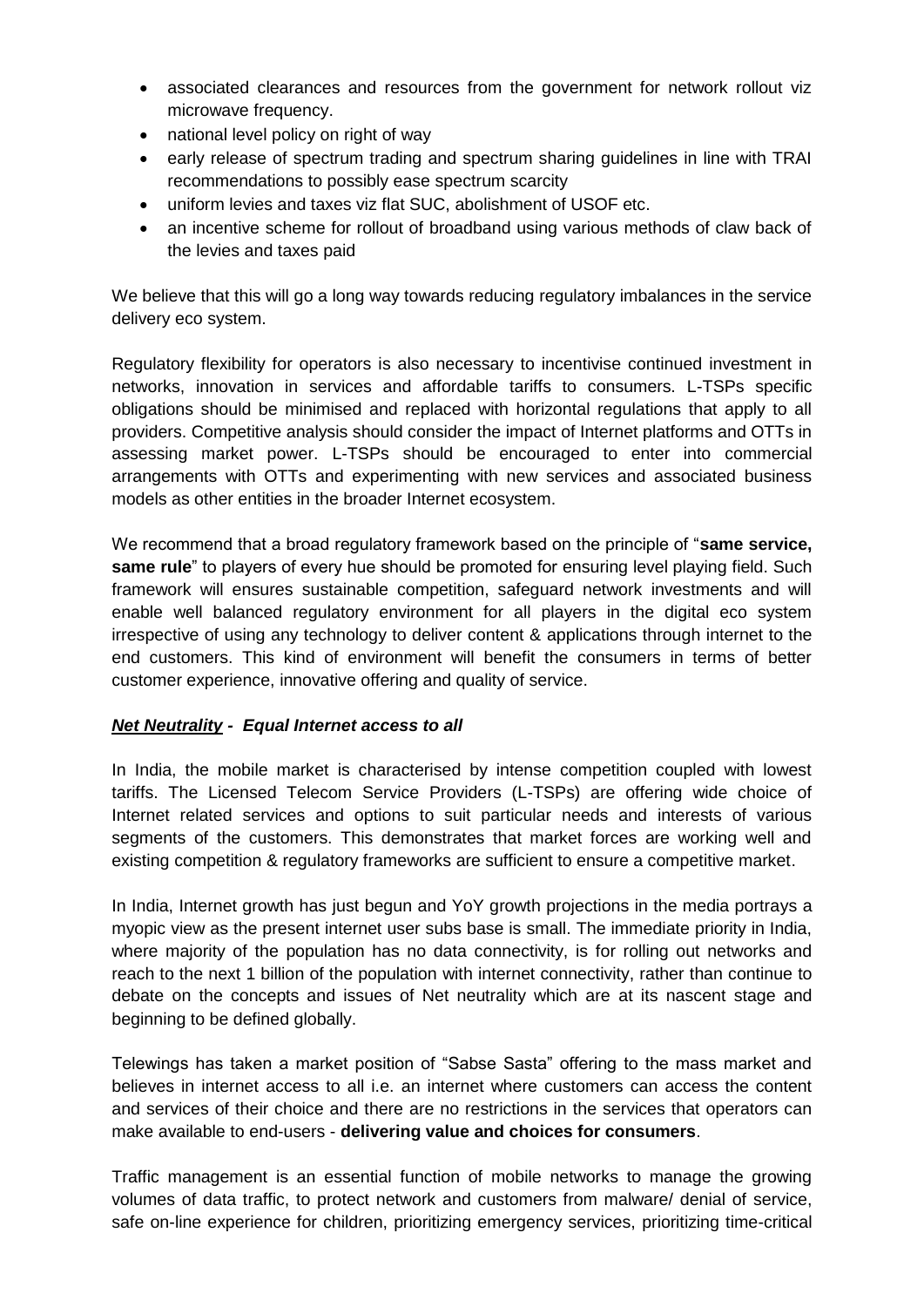- associated clearances and resources from the government for network rollout viz microwave frequency.
- national level policy on right of way
- early release of spectrum trading and spectrum sharing guidelines in line with TRAI recommendations to possibly ease spectrum scarcity
- uniform levies and taxes viz flat SUC, abolishment of USOF etc.
- an incentive scheme for rollout of broadband using various methods of claw back of the levies and taxes paid

We believe that this will go a long way towards reducing regulatory imbalances in the service delivery eco system.

Regulatory flexibility for operators is also necessary to incentivise continued investment in networks, innovation in services and affordable tariffs to consumers. L-TSPs specific obligations should be minimised and replaced with horizontal regulations that apply to all providers. Competitive analysis should consider the impact of Internet platforms and OTTs in assessing market power. L-TSPs should be encouraged to enter into commercial arrangements with OTTs and experimenting with new services and associated business models as other entities in the broader Internet ecosystem.

We recommend that a broad regulatory framework based on the principle of "**same service, same rule**" to players of every hue should be promoted for ensuring level playing field. Such framework will ensures sustainable competition, safeguard network investments and will enable well balanced regulatory environment for all players in the digital eco system irrespective of using any technology to deliver content & applications through internet to the end customers. This kind of environment will benefit the consumers in terms of better customer experience, innovative offering and quality of service.

***Net Neutrality* - *Equal Internet access to all***

In India, the mobile market is characterised by intense competition coupled with lowest tariffs. The Licensed Telecom Service Providers (L-TSPs) are offering wide choice of Internet related services and options to suit particular needs and interests of various segments of the customers. This demonstrates that market forces are working well and existing competition & regulatory frameworks are sufficient to ensure a competitive market.

In India, Internet growth has just begun and YoY growth projections in the media portrays a myopic view as the present internet user subs base is small. The immediate priority in India, where majority of the population has no data connectivity, is for rolling out networks and reach to the next 1 billion of the population with internet connectivity, rather than continue to debate on the concepts and issues of Net neutrality which are at its nascent stage and beginning to be defined globally.

Telewings has taken a market position of "Sabse Sasta" offering to the mass market and believes in internet access to all i.e. an internet where customers can access the content and services of their choice and there are no restrictions in the services that operators can make available to end-users - **delivering value and choices for consumers**.

Traffic management is an essential function of mobile networks to manage the growing volumes of data traffic, to protect network and customers from malware/ denial of service, safe on-line experience for children, prioritizing emergency services, prioritizing time-critical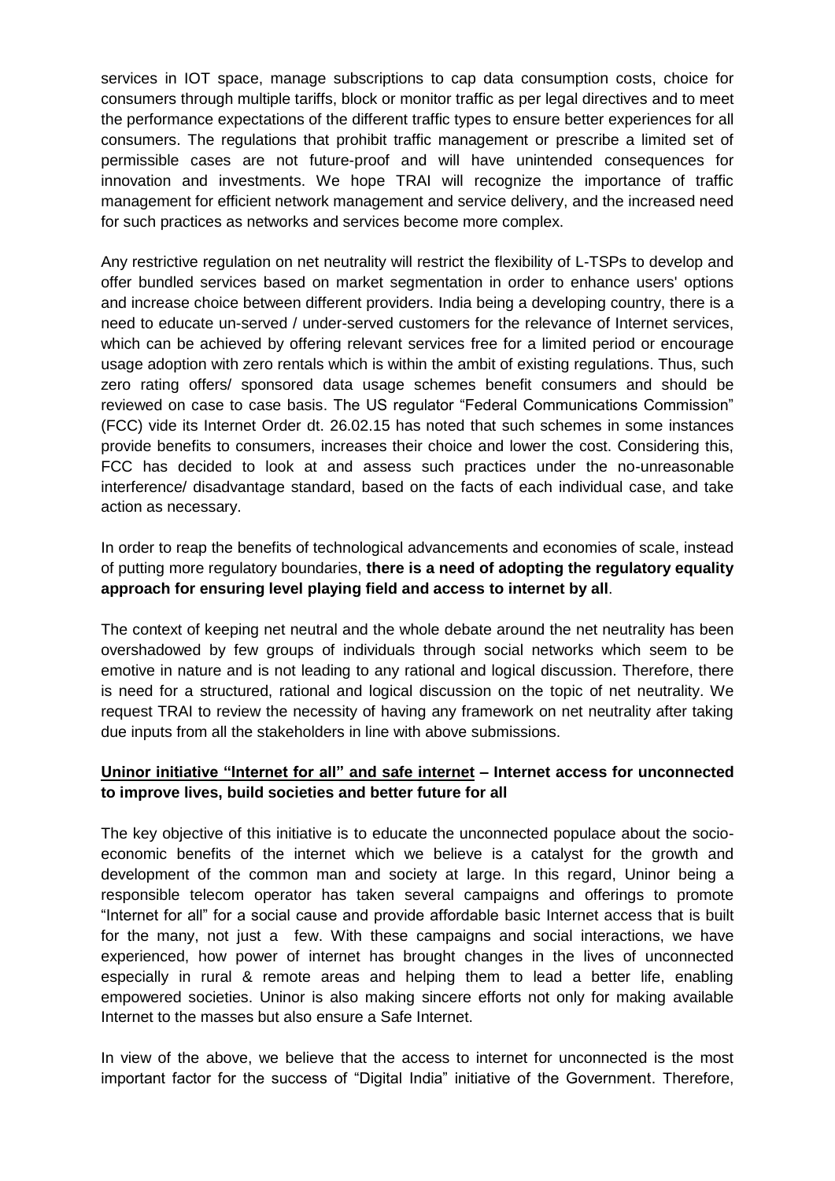services in IOT space, manage subscriptions to cap data consumption costs, choice for consumers through multiple tariffs, block or monitor traffic as per legal directives and to meet the performance expectations of the different traffic types to ensure better experiences for all consumers. The regulations that prohibit traffic management or prescribe a limited set of permissible cases are not future-proof and will have unintended consequences for innovation and investments. We hope TRAI will recognize the importance of traffic management for efficient network management and service delivery, and the increased need for such practices as networks and services become more complex.

Any restrictive regulation on net neutrality will restrict the flexibility of L-TSPs to develop and offer bundled services based on market segmentation in order to enhance users' options and increase choice between different providers. India being a developing country, there is a need to educate un-served / under-served customers for the relevance of Internet services, which can be achieved by offering relevant services free for a limited period or encourage usage adoption with zero rentals which is within the ambit of existing regulations. Thus, such zero rating offers/ sponsored data usage schemes benefit consumers and should be reviewed on case to case basis. The US regulator "Federal Communications Commission" (FCC) vide its Internet Order dt. 26.02.15 has noted that such schemes in some instances provide benefits to consumers, increases their choice and lower the cost. Considering this, FCC has decided to look at and assess such practices under the no-unreasonable interference/ disadvantage standard, based on the facts of each individual case, and take action as necessary.

In order to reap the benefits of technological advancements and economies of scale, instead of putting more regulatory boundaries, **there is a need of adopting the regulatory equality approach for ensuring level playing field and access to internet by all**.

The context of keeping net neutral and the whole debate around the net neutrality has been overshadowed by few groups of individuals through social networks which seem to be emotive in nature and is not leading to any rational and logical discussion. Therefore, there is need for a structured, rational and logical discussion on the topic of net neutrality. We request TRAI to review the necessity of having any framework on net neutrality after taking due inputs from all the stakeholders in line with above submissions.

**<u>Uninor initiative "Internet for all" and safe internet</u> – Internet access for unconnected to improve lives, build societies and better future for all**

The key objective of this initiative is to educate the unconnected populace about the socio-economic benefits of the internet which we believe is a catalyst for the growth and development of the common man and society at large. In this regard, Uninor being a responsible telecom operator has taken several campaigns and offerings to promote "Internet for all" for a social cause and provide affordable basic Internet access that is built for the many, not just a few. With these campaigns and social interactions, we have experienced, how power of internet has brought changes in the lives of unconnected especially in rural & remote areas and helping them to lead a better life, enabling empowered societies. Uninor is also making sincere efforts not only for making available Internet to the masses but also ensure a Safe Internet.

In view of the above, we believe that the access to internet for unconnected is the most important factor for the success of "Digital India" initiative of the Government. Therefore,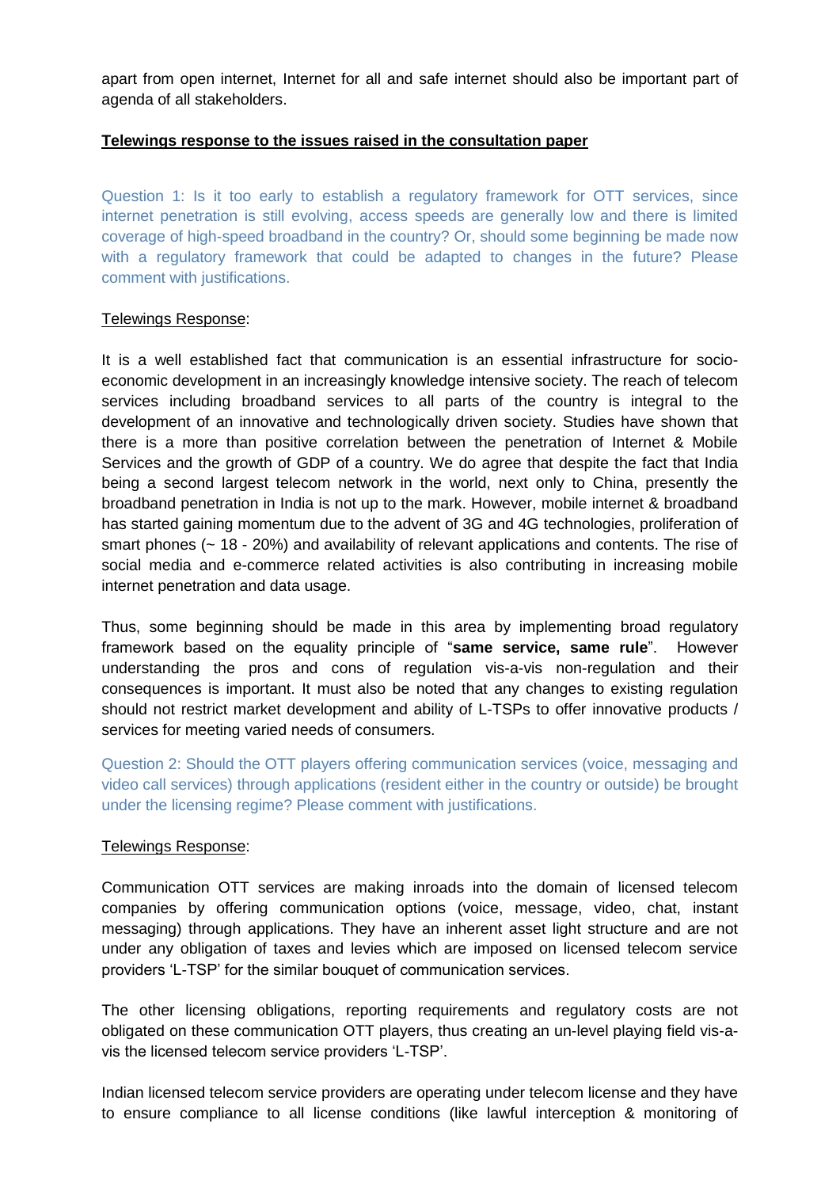apart from open internet, Internet for all and safe internet should also be important part of agenda of all stakeholders.

**Telewings response to the issues raised in the consultation paper**

Question 1: Is it too early to establish a regulatory framework for OTT services, since internet penetration is still evolving, access speeds are generally low and there is limited coverage of high-speed broadband in the country? Or, should some beginning be made now with a regulatory framework that could be adapted to changes in the future? Please comment with justifications.

Telewings Response:

It is a well established fact that communication is an essential infrastructure for socio-economic development in an increasingly knowledge intensive society. The reach of telecom services including broadband services to all parts of the country is integral to the development of an innovative and technologically driven society. Studies have shown that there is a more than positive correlation between the penetration of Internet & Mobile Services and the growth of GDP of a country. We do agree that despite the fact that India being a second largest telecom network in the world, next only to China, presently the broadband penetration in India is not up to the mark. However, mobile internet & broadband has started gaining momentum due to the advent of 3G and 4G technologies, proliferation of smart phones (~ 18 - 20%) and availability of relevant applications and contents. The rise of social media and e-commerce related activities is also contributing in increasing mobile internet penetration and data usage.

Thus, some beginning should be made in this area by implementing broad regulatory framework based on the equality principle of "**same service, same rule**". However understanding the pros and cons of regulation vis-a-vis non-regulation and their consequences is important. It must also be noted that any changes to existing regulation should not restrict market development and ability of L-TSPs to offer innovative products / services for meeting varied needs of consumers.

Question 2: Should the OTT players offering communication services (voice, messaging and video call services) through applications (resident either in the country or outside) be brought under the licensing regime? Please comment with justifications.

Telewings Response:

Communication OTT services are making inroads into the domain of licensed telecom companies by offering communication options (voice, message, video, chat, instant messaging) through applications. They have an inherent asset light structure and are not under any obligation of taxes and levies which are imposed on licensed telecom service providers 'L-TSP' for the similar bouquet of communication services.

The other licensing obligations, reporting requirements and regulatory costs are not obligated on these communication OTT players, thus creating an un-level playing field vis-a-vis the licensed telecom service providers 'L-TSP'.

Indian licensed telecom service providers are operating under telecom license and they have to ensure compliance to all license conditions (like lawful interception & monitoring of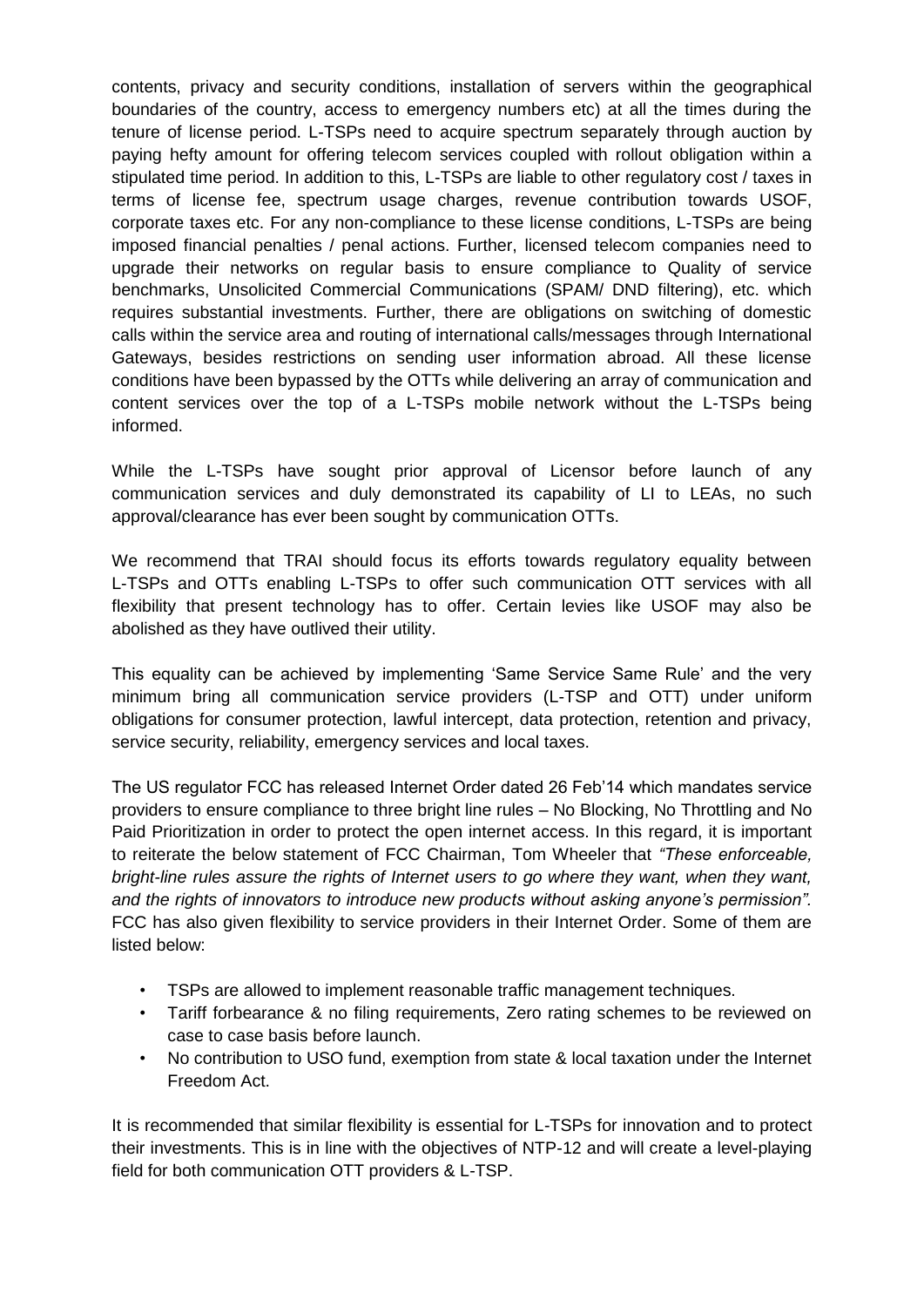contents, privacy and security conditions, installation of servers within the geographical boundaries of the country, access to emergency numbers etc) at all the times during the tenure of license period. L-TSPs need to acquire spectrum separately through auction by paying hefty amount for offering telecom services coupled with rollout obligation within a stipulated time period. In addition to this, L-TSPs are liable to other regulatory cost / taxes in terms of license fee, spectrum usage charges, revenue contribution towards USOF, corporate taxes etc. For any non-compliance to these license conditions, L-TSPs are being imposed financial penalties / penal actions. Further, licensed telecom companies need to upgrade their networks on regular basis to ensure compliance to Quality of service benchmarks, Unsolicited Commercial Communications (SPAM/ DND filtering), etc. which requires substantial investments. Further, there are obligations on switching of domestic calls within the service area and routing of international calls/messages through International Gateways, besides restrictions on sending user information abroad. All these license conditions have been bypassed by the OTTs while delivering an array of communication and content services over the top of a L-TSPs mobile network without the L-TSPs being informed.

While the L-TSPs have sought prior approval of Licensor before launch of any communication services and duly demonstrated its capability of LI to LEAs, no such approval/clearance has ever been sought by communication OTTs.

We recommend that TRAI should focus its efforts towards regulatory equality between L-TSPs and OTTs enabling L-TSPs to offer such communication OTT services with all flexibility that present technology has to offer. Certain levies like USOF may also be abolished as they have outlived their utility.

This equality can be achieved by implementing 'Same Service Same Rule' and the very minimum bring all communication service providers (L-TSP and OTT) under uniform obligations for consumer protection, lawful intercept, data protection, retention and privacy, service security, reliability, emergency services and local taxes.

The US regulator FCC has released Internet Order dated 26 Feb'14 which mandates service providers to ensure compliance to three bright line rules – No Blocking, No Throttling and No Paid Prioritization in order to protect the open internet access. In this regard, it is important to reiterate the below statement of FCC Chairman, Tom Wheeler that *"These enforceable, bright-line rules assure the rights of Internet users to go where they want, when they want, and the rights of innovators to introduce new products without asking anyone's permission".* FCC has also given flexibility to service providers in their Internet Order. Some of them are listed below:

- TSPs are allowed to implement reasonable traffic management techniques.
- Tariff forbearance & no filing requirements, Zero rating schemes to be reviewed on case to case basis before launch.
- No contribution to USO fund, exemption from state & local taxation under the Internet Freedom Act.

It is recommended that similar flexibility is essential for L-TSPs for innovation and to protect their investments. This is in line with the objectives of NTP-12 and will create a level-playing field for both communication OTT providers & L-TSP.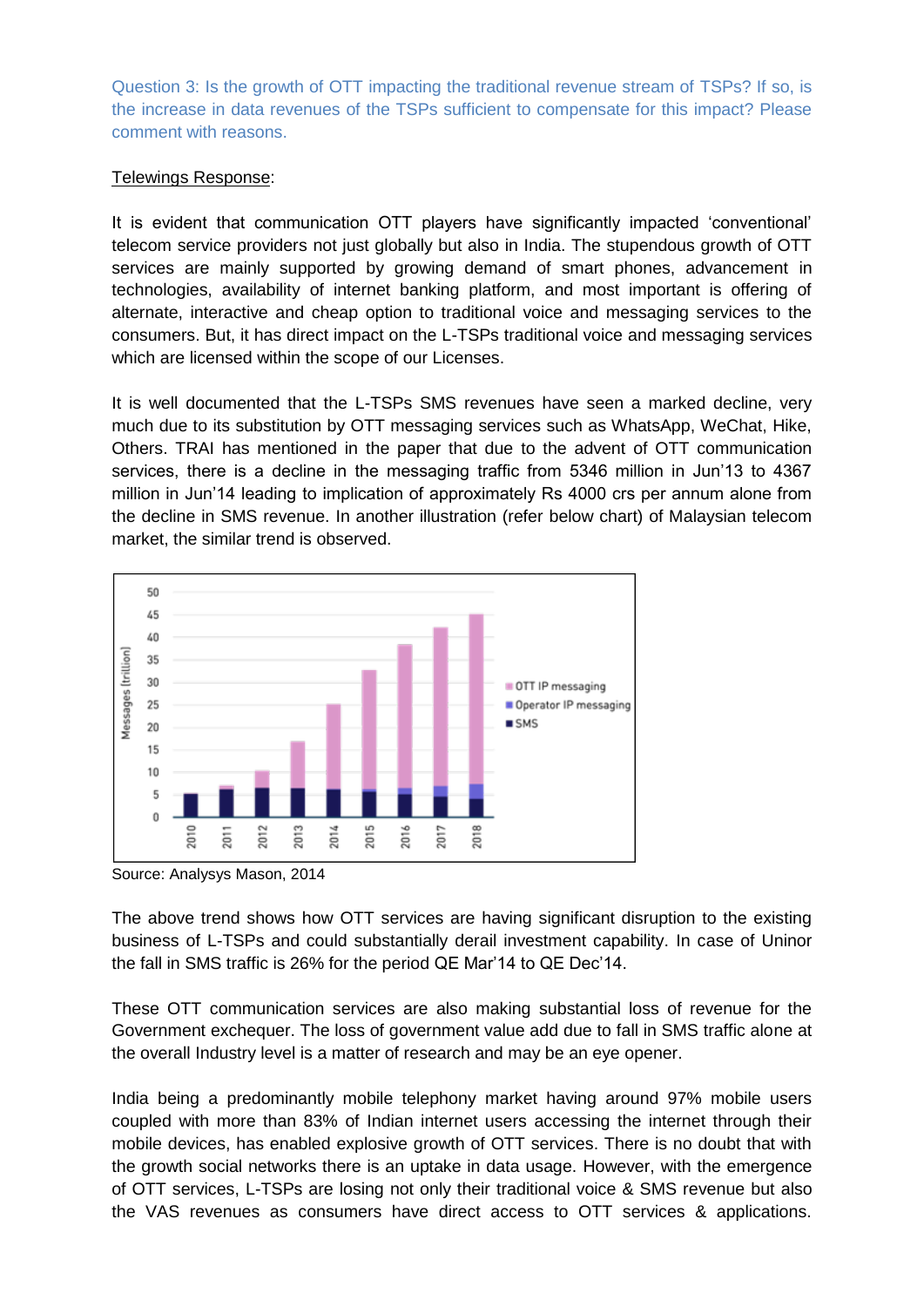Question 3: Is the growth of OTT impacting the traditional revenue stream of TSPs? If so, is the increase in data revenues of the TSPs sufficient to compensate for this impact? Please comment with reasons.

Telewings Response:

It is evident that communication OTT players have significantly impacted 'conventional' telecom service providers not just globally but also in India. The stupendous growth of OTT services are mainly supported by growing demand of smart phones, advancement in technologies, availability of internet banking platform, and most important is offering of alternate, interactive and cheap option to traditional voice and messaging services to the consumers. But, it has direct impact on the L-TSPs traditional voice and messaging services which are licensed within the scope of our Licenses.

It is well documented that the L-TSPs SMS revenues have seen a marked decline, very much due to its substitution by OTT messaging services such as WhatsApp, WeChat, Hike, Others. TRAI has mentioned in the paper that due to the advent of OTT communication services, there is a decline in the messaging traffic from 5346 million in Jun'13 to 4367 million in Jun'14 leading to implication of approximately Rs 4000 crs per annum alone from the decline in SMS revenue. In another illustration (refer below chart) of Malaysian telecom market, the similar trend is observed.

Source: Analysys Mason, 2014

The above trend shows how OTT services are having significant disruption to the existing business of L-TSPs and could substantially derail investment capability. In case of Uninor the fall in SMS traffic is 26% for the period QE Mar'14 to QE Dec'14.

These OTT communication services are also making substantial loss of revenue for the Government exchequer. The loss of government value add due to fall in SMS traffic alone at the overall Industry level is a matter of research and may be an eye opener.

India being a predominantly mobile telephony market having around 97% mobile users coupled with more than 83% of Indian internet users accessing the internet through their mobile devices, has enabled explosive growth of OTT services. There is no doubt that with the growth social networks there is an uptake in data usage. However, with the emergence of OTT services, L-TSPs are losing not only their traditional voice & SMS revenue but also the VAS revenues as consumers have direct access to OTT services & applications.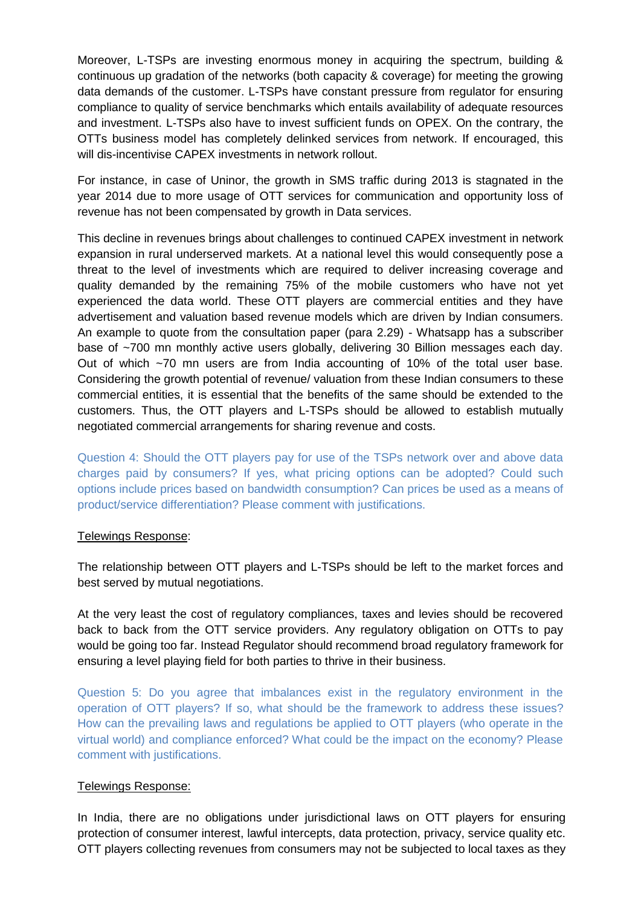Moreover, L-TSPs are investing enormous money in acquiring the spectrum, building & continuous up gradation of the networks (both capacity & coverage) for meeting the growing data demands of the customer. L-TSPs have constant pressure from regulator for ensuring compliance to quality of service benchmarks which entails availability of adequate resources and investment. L-TSPs also have to invest sufficient funds on OPEX. On the contrary, the OTTs business model has completely delinked services from network. If encouraged, this will dis-incentivise CAPEX investments in network rollout.

For instance, in case of Uninor, the growth in SMS traffic during 2013 is stagnated in the year 2014 due to more usage of OTT services for communication and opportunity loss of revenue has not been compensated by growth in Data services.

This decline in revenues brings about challenges to continued CAPEX investment in network expansion in rural underserved markets. At a national level this would consequently pose a threat to the level of investments which are required to deliver increasing coverage and quality demanded by the remaining 75% of the mobile customers who have not yet experienced the data world. These OTT players are commercial entities and they have advertisement and valuation based revenue models which are driven by Indian consumers. An example to quote from the consultation paper (para 2.29) - Whatsapp has a subscriber base of ~700 mn monthly active users globally, delivering 30 Billion messages each day. Out of which ~70 mn users are from India accounting of 10% of the total user base. Considering the growth potential of revenue/ valuation from these Indian consumers to these commercial entities, it is essential that the benefits of the same should be extended to the customers. Thus, the OTT players and L-TSPs should be allowed to establish mutually negotiated commercial arrangements for sharing revenue and costs.

Question 4: Should the OTT players pay for use of the TSPs network over and above data charges paid by consumers? If yes, what pricing options can be adopted? Could such options include prices based on bandwidth consumption? Can prices be used as a means of product/service differentiation? Please comment with justifications.

Telewings Response:

The relationship between OTT players and L-TSPs should be left to the market forces and best served by mutual negotiations.

At the very least the cost of regulatory compliances, taxes and levies should be recovered back to back from the OTT service providers. Any regulatory obligation on OTTs to pay would be going too far. Instead Regulator should recommend broad regulatory framework for ensuring a level playing field for both parties to thrive in their business.

Question 5: Do you agree that imbalances exist in the regulatory environment in the operation of OTT players? If so, what should be the framework to address these issues? How can the prevailing laws and regulations be applied to OTT players (who operate in the virtual world) and compliance enforced? What could be the impact on the economy? Please comment with justifications.

Telewings Response:

In India, there are no obligations under jurisdictional laws on OTT players for ensuring protection of consumer interest, lawful intercepts, data protection, privacy, service quality etc. OTT players collecting revenues from consumers may not be subjected to local taxes as they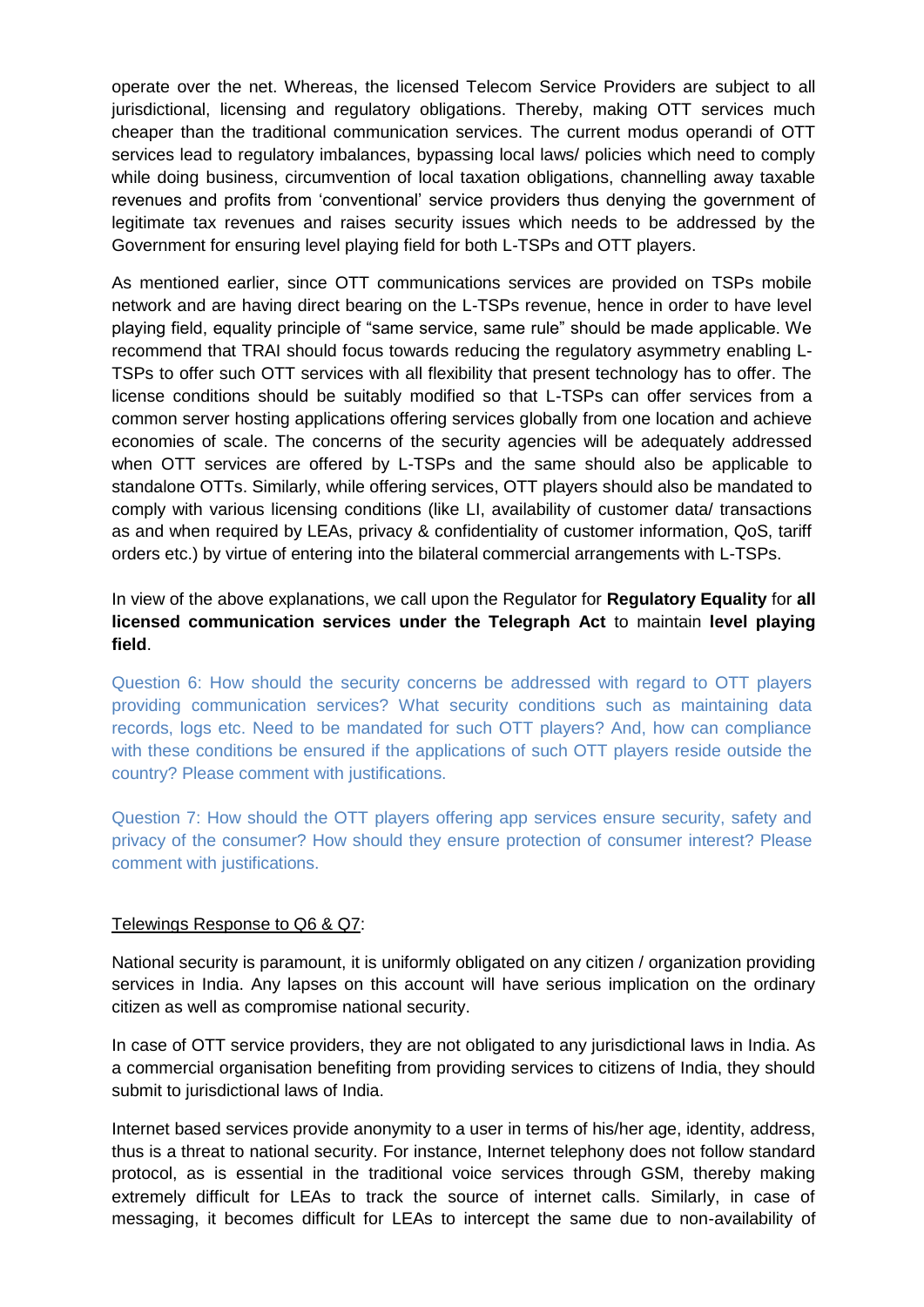operate over the net. Whereas, the licensed Telecom Service Providers are subject to all jurisdictional, licensing and regulatory obligations. Thereby, making OTT services much cheaper than the traditional communication services. The current modus operandi of OTT services lead to regulatory imbalances, bypassing local laws/ policies which need to comply while doing business, circumvention of local taxation obligations, channelling away taxable revenues and profits from 'conventional' service providers thus denying the government of legitimate tax revenues and raises security issues which needs to be addressed by the Government for ensuring level playing field for both L-TSPs and OTT players.

As mentioned earlier, since OTT communications services are provided on TSPs mobile network and are having direct bearing on the L-TSPs revenue, hence in order to have level playing field, equality principle of "same service, same rule" should be made applicable. We recommend that TRAI should focus towards reducing the regulatory asymmetry enabling L-TSPs to offer such OTT services with all flexibility that present technology has to offer. The license conditions should be suitably modified so that L-TSPs can offer services from a common server hosting applications offering services globally from one location and achieve economies of scale. The concerns of the security agencies will be adequately addressed when OTT services are offered by L-TSPs and the same should also be applicable to standalone OTTs. Similarly, while offering services, OTT players should also be mandated to comply with various licensing conditions (like LI, availability of customer data/ transactions as and when required by LEAs, privacy & confidentiality of customer information, QoS, tariff orders etc.) by virtue of entering into the bilateral commercial arrangements with L-TSPs.

In view of the above explanations, we call upon the Regulator for **Regulatory Equality** for **all licensed communication services under the Telegraph Act** to maintain **level playing field**.

Question 6: How should the security concerns be addressed with regard to OTT players providing communication services? What security conditions such as maintaining data records, logs etc. Need to be mandated for such OTT players? And, how can compliance with these conditions be ensured if the applications of such OTT players reside outside the country? Please comment with justifications.

Question 7: How should the OTT players offering app services ensure security, safety and privacy of the consumer? How should they ensure protection of consumer interest? Please comment with justifications.

Telewings Response to Q6 & Q7:

National security is paramount, it is uniformly obligated on any citizen / organization providing services in India. Any lapses on this account will have serious implication on the ordinary citizen as well as compromise national security.

In case of OTT service providers, they are not obligated to any jurisdictional laws in India. As a commercial organisation benefiting from providing services to citizens of India, they should submit to jurisdictional laws of India.

Internet based services provide anonymity to a user in terms of his/her age, identity, address, thus is a threat to national security. For instance, Internet telephony does not follow standard protocol, as is essential in the traditional voice services through GSM, thereby making extremely difficult for LEAs to track the source of internet calls. Similarly, in case of messaging, it becomes difficult for LEAs to intercept the same due to non-availability of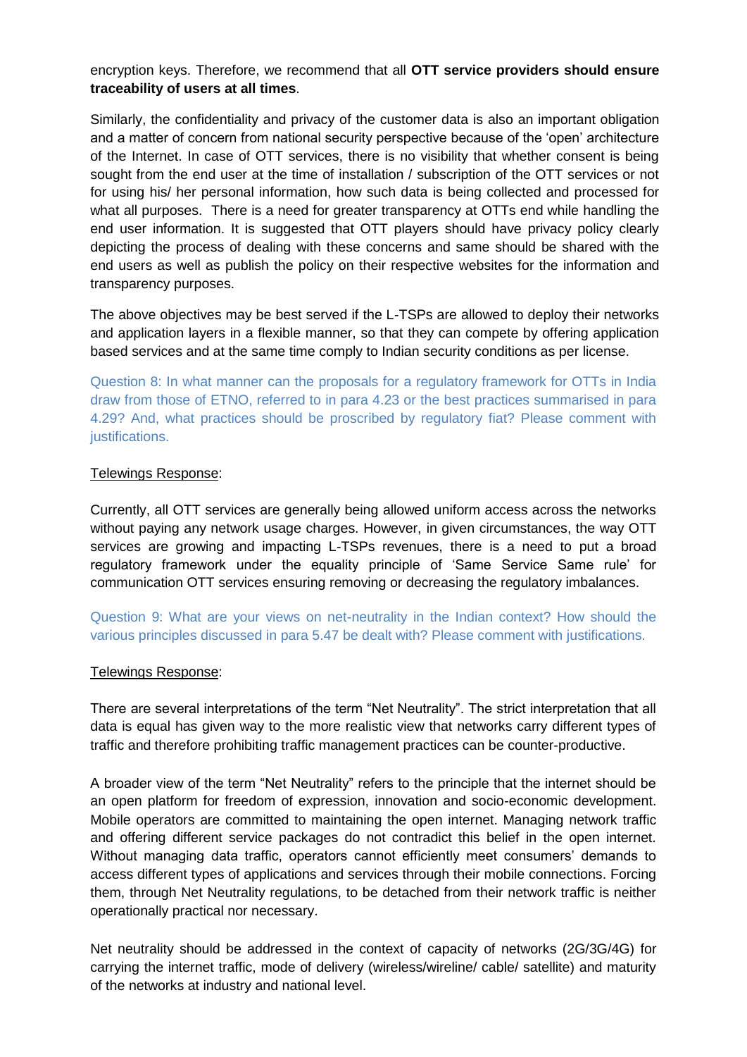encryption keys. Therefore, we recommend that all **OTT service providers should ensure traceability of users at all times**.

Similarly, the confidentiality and privacy of the customer data is also an important obligation and a matter of concern from national security perspective because of the 'open' architecture of the Internet. In case of OTT services, there is no visibility that whether consent is being sought from the end user at the time of installation / subscription of the OTT services or not for using his/ her personal information, how such data is being collected and processed for what all purposes. There is a need for greater transparency at OTTs end while handling the end user information. It is suggested that OTT players should have privacy policy clearly depicting the process of dealing with these concerns and same should be shared with the end users as well as publish the policy on their respective websites for the information and transparency purposes.

The above objectives may be best served if the L-TSPs are allowed to deploy their networks and application layers in a flexible manner, so that they can compete by offering application based services and at the same time comply to Indian security conditions as per license.

Question 8: In what manner can the proposals for a regulatory framework for OTTs in India draw from those of ETNO, referred to in para 4.23 or the best practices summarised in para 4.29? And, what practices should be proscribed by regulatory fiat? Please comment with justifications.

<u>Telewings Response</u>:

Currently, all OTT services are generally being allowed uniform access across the networks without paying any network usage charges. However, in given circumstances, the way OTT services are growing and impacting L-TSPs revenues, there is a need to put a broad regulatory framework under the equality principle of 'Same Service Same rule' for communication OTT services ensuring removing or decreasing the regulatory imbalances.

Question 9: What are your views on net-neutrality in the Indian context? How should the various principles discussed in para 5.47 be dealt with? Please comment with justifications.

<u>Telewings Response</u>:

There are several interpretations of the term "Net Neutrality". The strict interpretation that all data is equal has given way to the more realistic view that networks carry different types of traffic and therefore prohibiting traffic management practices can be counter-productive.

A broader view of the term "Net Neutrality" refers to the principle that the internet should be an open platform for freedom of expression, innovation and socio-economic development. Mobile operators are committed to maintaining the open internet. Managing network traffic and offering different service packages do not contradict this belief in the open internet. Without managing data traffic, operators cannot efficiently meet consumers' demands to access different types of applications and services through their mobile connections. Forcing them, through Net Neutrality regulations, to be detached from their network traffic is neither operationally practical nor necessary.

Net neutrality should be addressed in the context of capacity of networks (2G/3G/4G) for carrying the internet traffic, mode of delivery (wireless/wireline/ cable/ satellite) and maturity of the networks at industry and national level.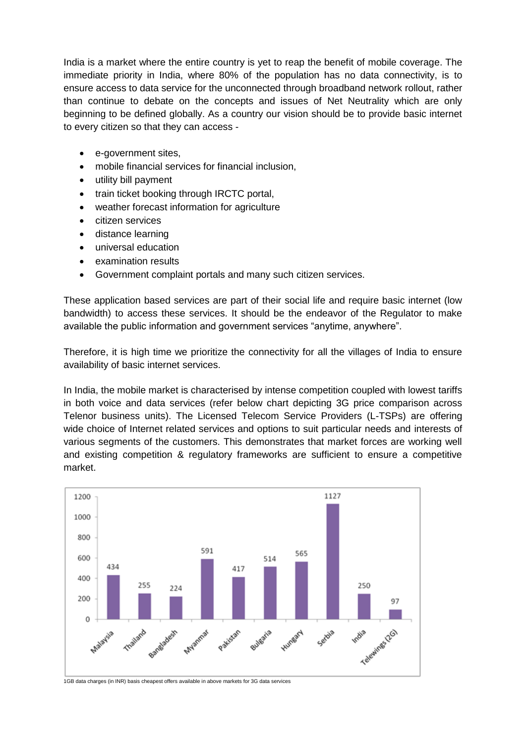India is a market where the entire country is yet to reap the benefit of mobile coverage. The immediate priority in India, where 80% of the population has no data connectivity, is to ensure access to data service for the unconnected through broadband network rollout, rather than continue to debate on the concepts and issues of Net Neutrality which are only beginning to be defined globally. As a country our vision should be to provide basic internet to every citizen so that they can access -

- e-government sites,
- mobile financial services for financial inclusion,
- utility bill payment
- train ticket booking through IRCTC portal,
- weather forecast information for agriculture
- citizen services
- distance learning
- universal education
- examination results
- Government complaint portals and many such citizen services.

These application based services are part of their social life and require basic internet (low bandwidth) to access these services. It should be the endeavor of the Regulator to make available the public information and government services “anytime, anywhere”.

Therefore, it is high time we prioritize the connectivity for all the villages of India to ensure availability of basic internet services.

In India, the mobile market is characterised by intense competition coupled with lowest tariffs in both voice and data services (refer below chart depicting 3G price comparison across Telenor business units). The Licensed Telecom Service Providers (L-TSPs) are offering wide choice of Internet related services and options to suit particular needs and interests of various segments of the customers. This demonstrates that market forces are working well and existing competition & regulatory frameworks are sufficient to ensure a competitive market.

| Malaysia | Thailand | Bangladesh | Myanmar | Pakistan | Bulgaria | Hungary | Serbia | India | Telewings (2G) |
|---|---|---|---|---|---|---|---|---|---|
| 434 | 255 | 224 | 591 | 417 | 514 | 565 | 1127 | 250 | 97 |

1GB data charges (in INR) basis cheapest offers available in above markets for 3G data services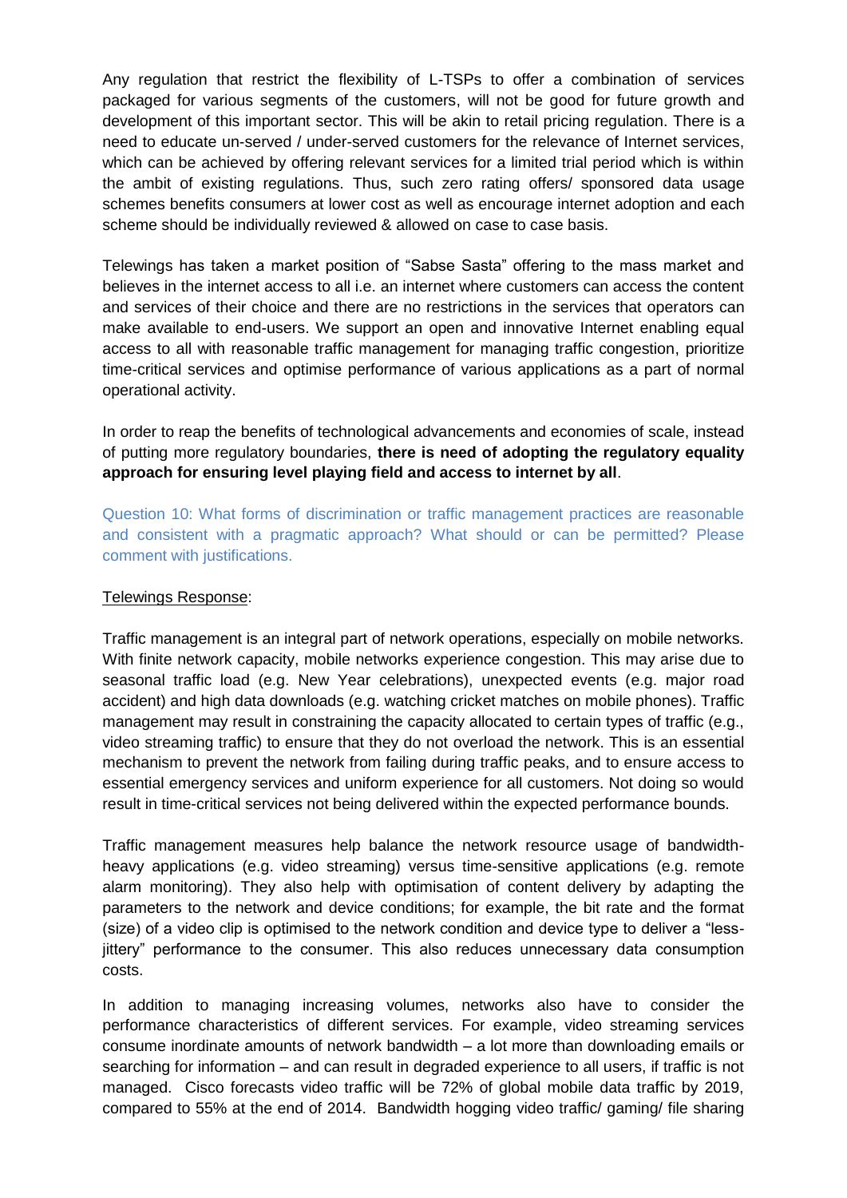Any regulation that restrict the flexibility of L-TSPs to offer a combination of services packaged for various segments of the customers, will not be good for future growth and development of this important sector. This will be akin to retail pricing regulation. There is a need to educate un-served / under-served customers for the relevance of Internet services, which can be achieved by offering relevant services for a limited trial period which is within the ambit of existing regulations. Thus, such zero rating offers/ sponsored data usage schemes benefits consumers at lower cost as well as encourage internet adoption and each scheme should be individually reviewed & allowed on case to case basis.

Telewings has taken a market position of "Sabse Sasta" offering to the mass market and believes in the internet access to all i.e. an internet where customers can access the content and services of their choice and there are no restrictions in the services that operators can make available to end-users. We support an open and innovative Internet enabling equal access to all with reasonable traffic management for managing traffic congestion, prioritize time-critical services and optimise performance of various applications as a part of normal operational activity.

In order to reap the benefits of technological advancements and economies of scale, instead of putting more regulatory boundaries, **there is need of adopting the regulatory equality approach for ensuring level playing field and access to internet by all**.

Question 10: What forms of discrimination or traffic management practices are reasonable and consistent with a pragmatic approach? What should or can be permitted? Please comment with justifications.

Telewings Response:

Traffic management is an integral part of network operations, especially on mobile networks. With finite network capacity, mobile networks experience congestion. This may arise due to seasonal traffic load (e.g. New Year celebrations), unexpected events (e.g. major road accident) and high data downloads (e.g. watching cricket matches on mobile phones). Traffic management may result in constraining the capacity allocated to certain types of traffic (e.g., video streaming traffic) to ensure that they do not overload the network. This is an essential mechanism to prevent the network from failing during traffic peaks, and to ensure access to essential emergency services and uniform experience for all customers. Not doing so would result in time-critical services not being delivered within the expected performance bounds.

Traffic management measures help balance the network resource usage of bandwidth-heavy applications (e.g. video streaming) versus time-sensitive applications (e.g. remote alarm monitoring). They also help with optimisation of content delivery by adapting the parameters to the network and device conditions; for example, the bit rate and the format (size) of a video clip is optimised to the network condition and device type to deliver a "less-jittery" performance to the consumer. This also reduces unnecessary data consumption costs.

In addition to managing increasing volumes, networks also have to consider the performance characteristics of different services. For example, video streaming services consume inordinate amounts of network bandwidth – a lot more than downloading emails or searching for information – and can result in degraded experience to all users, if traffic is not managed. Cisco forecasts video traffic will be 72% of global mobile data traffic by 2019, compared to 55% at the end of 2014. Bandwidth hogging video traffic/ gaming/ file sharing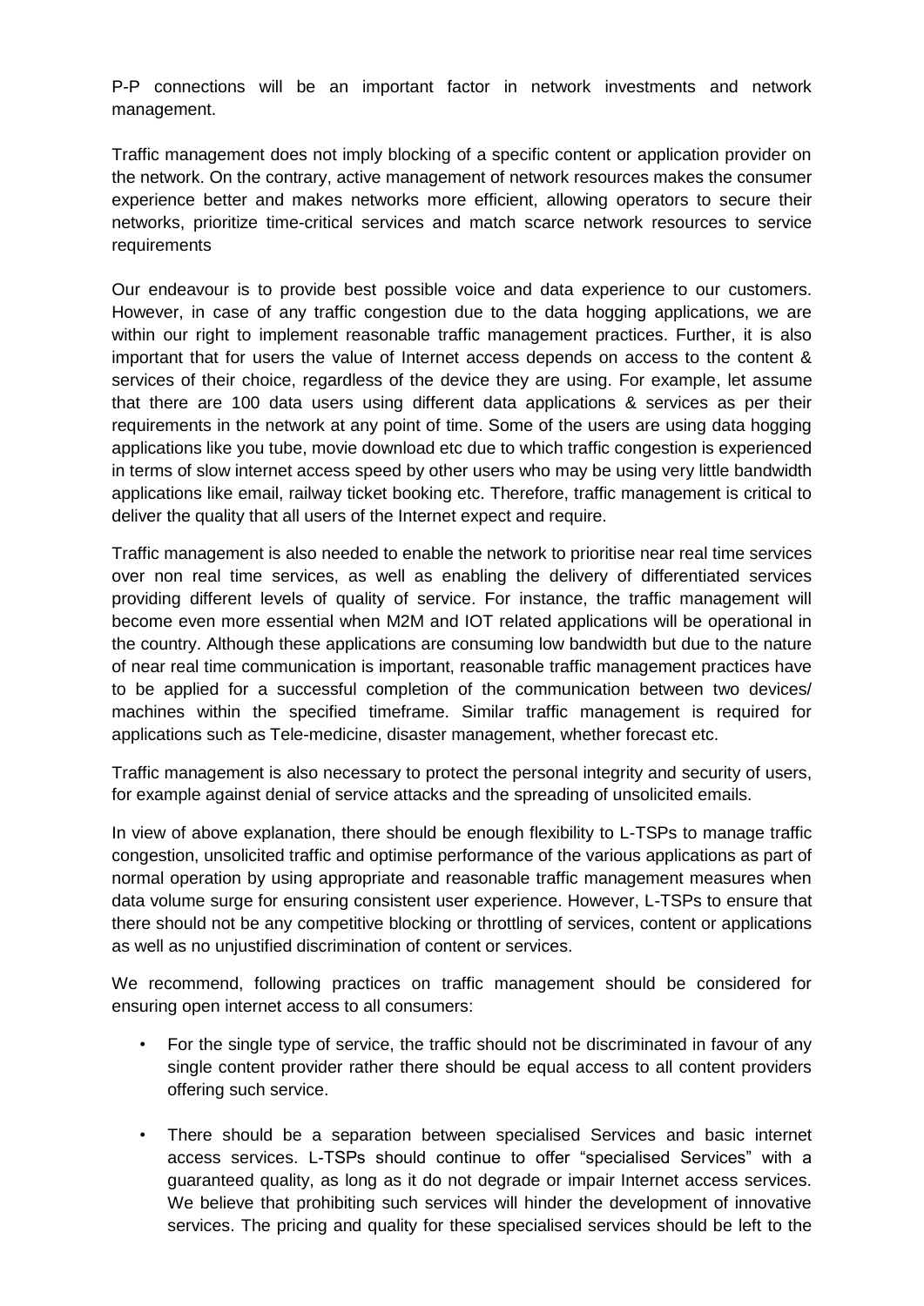P-P connections will be an important factor in network investments and network management.

Traffic management does not imply blocking of a specific content or application provider on the network. On the contrary, active management of network resources makes the consumer experience better and makes networks more efficient, allowing operators to secure their networks, prioritize time-critical services and match scarce network resources to service requirements

Our endeavour is to provide best possible voice and data experience to our customers. However, in case of any traffic congestion due to the data hogging applications, we are within our right to implement reasonable traffic management practices. Further, it is also important that for users the value of Internet access depends on access to the content & services of their choice, regardless of the device they are using. For example, let assume that there are 100 data users using different data applications & services as per their requirements in the network at any point of time. Some of the users are using data hogging applications like you tube, movie download etc due to which traffic congestion is experienced in terms of slow internet access speed by other users who may be using very little bandwidth applications like email, railway ticket booking etc. Therefore, traffic management is critical to deliver the quality that all users of the Internet expect and require.

Traffic management is also needed to enable the network to prioritise near real time services over non real time services, as well as enabling the delivery of differentiated services providing different levels of quality of service. For instance, the traffic management will become even more essential when M2M and IOT related applications will be operational in the country. Although these applications are consuming low bandwidth but due to the nature of near real time communication is important, reasonable traffic management practices have to be applied for a successful completion of the communication between two devices/ machines within the specified timeframe. Similar traffic management is required for applications such as Tele-medicine, disaster management, whether forecast etc.

Traffic management is also necessary to protect the personal integrity and security of users, for example against denial of service attacks and the spreading of unsolicited emails.

In view of above explanation, there should be enough flexibility to L-TSPs to manage traffic congestion, unsolicited traffic and optimise performance of the various applications as part of normal operation by using appropriate and reasonable traffic management measures when data volume surge for ensuring consistent user experience. However, L-TSPs to ensure that there should not be any competitive blocking or throttling of services, content or applications as well as no unjustified discrimination of content or services.

We recommend, following practices on traffic management should be considered for ensuring open internet access to all consumers:

- For the single type of service, the traffic should not be discriminated in favour of any single content provider rather there should be equal access to all content providers offering such service.

- There should be a separation between specialised Services and basic internet access services. L-TSPs should continue to offer "specialised Services" with a guaranteed quality, as long as it do not degrade or impair Internet access services. We believe that prohibiting such services will hinder the development of innovative services. The pricing and quality for these specialised services should be left to the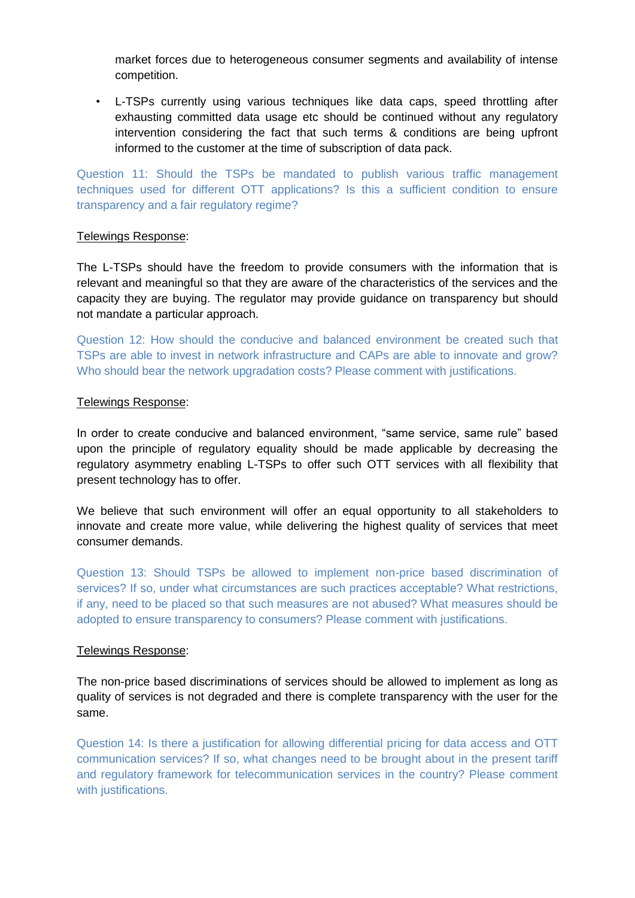market forces due to heterogeneous consumer segments and availability of intense competition.

- L-TSPs currently using various techniques like data caps, speed throttling after exhausting committed data usage etc should be continued without any regulatory intervention considering the fact that such terms & conditions are being upfront informed to the customer at the time of subscription of data pack.

Question 11: Should the TSPs be mandated to publish various traffic management techniques used for different OTT applications? Is this a sufficient condition to ensure transparency and a fair regulatory regime?

Telewings Response:

The L-TSPs should have the freedom to provide consumers with the information that is relevant and meaningful so that they are aware of the characteristics of the services and the capacity they are buying. The regulator may provide guidance on transparency but should not mandate a particular approach.

Question 12: How should the conducive and balanced environment be created such that TSPs are able to invest in network infrastructure and CAPs are able to innovate and grow? Who should bear the network upgradation costs? Please comment with justifications.

Telewings Response:

In order to create conducive and balanced environment, "same service, same rule" based upon the principle of regulatory equality should be made applicable by decreasing the regulatory asymmetry enabling L-TSPs to offer such OTT services with all flexibility that present technology has to offer.

We believe that such environment will offer an equal opportunity to all stakeholders to innovate and create more value, while delivering the highest quality of services that meet consumer demands.

Question 13: Should TSPs be allowed to implement non-price based discrimination of services? If so, under what circumstances are such practices acceptable? What restrictions, if any, need to be placed so that such measures are not abused? What measures should be adopted to ensure transparency to consumers? Please comment with justifications.

Telewings Response:

The non-price based discriminations of services should be allowed to implement as long as quality of services is not degraded and there is complete transparency with the user for the same.

Question 14: Is there a justification for allowing differential pricing for data access and OTT communication services? If so, what changes need to be brought about in the present tariff and regulatory framework for telecommunication services in the country? Please comment with justifications.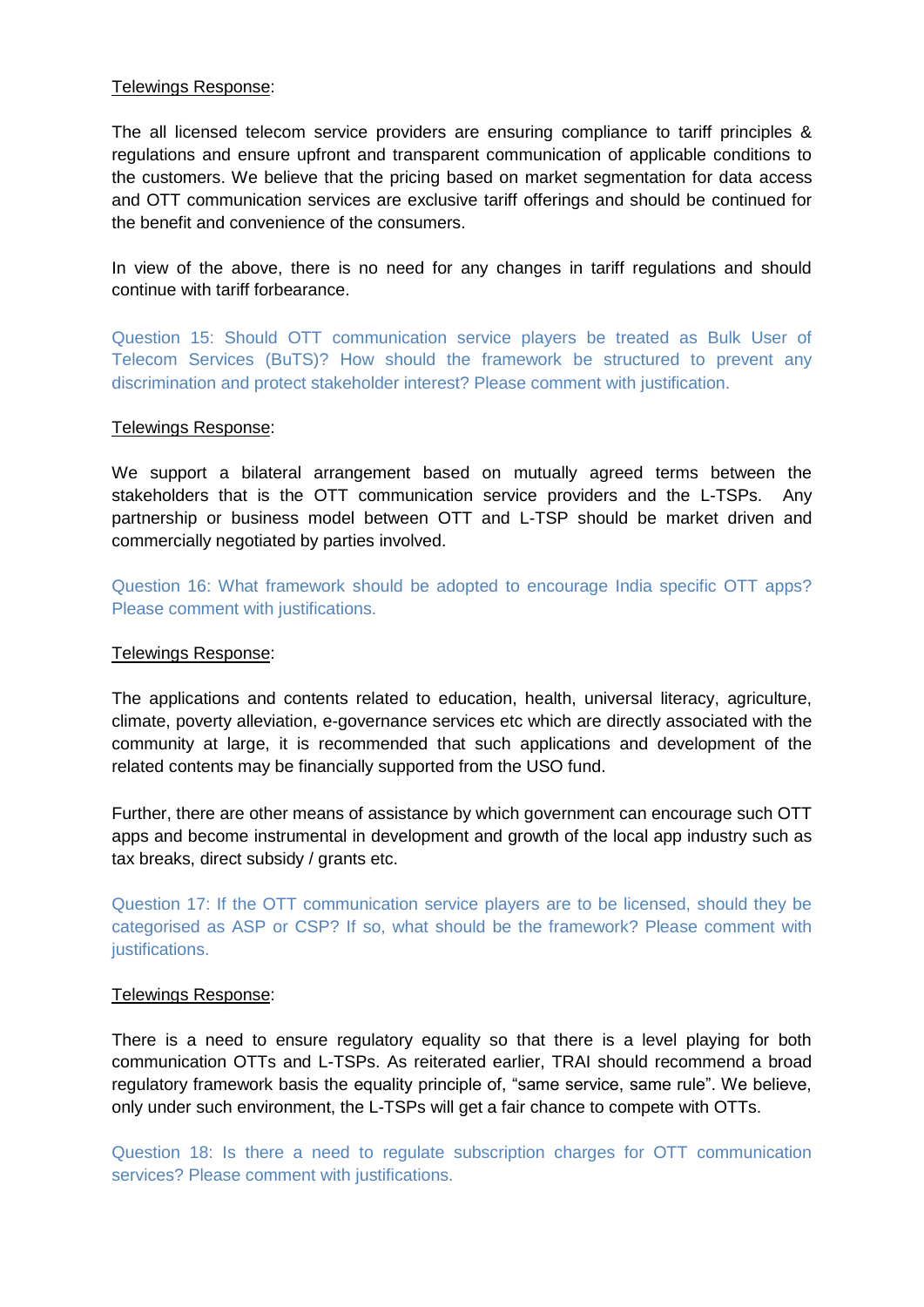Telewings Response:

The all licensed telecom service providers are ensuring compliance to tariff principles & regulations and ensure upfront and transparent communication of applicable conditions to the customers. We believe that the pricing based on market segmentation for data access and OTT communication services are exclusive tariff offerings and should be continued for the benefit and convenience of the consumers.

In view of the above, there is no need for any changes in tariff regulations and should continue with tariff forbearance.

Question 15: Should OTT communication service players be treated as Bulk User of Telecom Services (BuTS)? How should the framework be structured to prevent any discrimination and protect stakeholder interest? Please comment with justification.

Telewings Response:

We support a bilateral arrangement based on mutually agreed terms between the stakeholders that is the OTT communication service providers and the L-TSPs. Any partnership or business model between OTT and L-TSP should be market driven and commercially negotiated by parties involved.

Question 16: What framework should be adopted to encourage India specific OTT apps? Please comment with justifications.

Telewings Response:

The applications and contents related to education, health, universal literacy, agriculture, climate, poverty alleviation, e-governance services etc which are directly associated with the community at large, it is recommended that such applications and development of the related contents may be financially supported from the USO fund.

Further, there are other means of assistance by which government can encourage such OTT apps and become instrumental in development and growth of the local app industry such as tax breaks, direct subsidy / grants etc.

Question 17: If the OTT communication service players are to be licensed, should they be categorised as ASP or CSP? If so, what should be the framework? Please comment with justifications.

Telewings Response:

There is a need to ensure regulatory equality so that there is a level playing for both communication OTTs and L-TSPs. As reiterated earlier, TRAI should recommend a broad regulatory framework basis the equality principle of, "same service, same rule". We believe, only under such environment, the L-TSPs will get a fair chance to compete with OTTs.

Question 18: Is there a need to regulate subscription charges for OTT communication services? Please comment with justifications.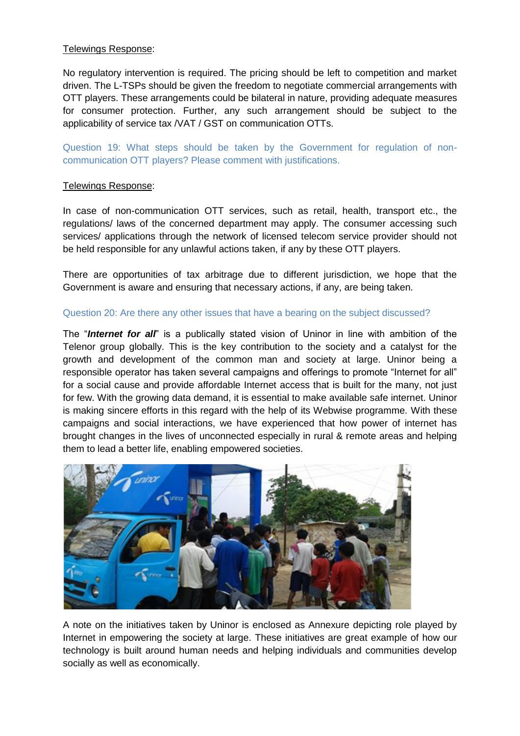Telewings Response:

No regulatory intervention is required. The pricing should be left to competition and market driven. The L-TSPs should be given the freedom to negotiate commercial arrangements with OTT players. These arrangements could be bilateral in nature, providing adequate measures for consumer protection. Further, any such arrangement should be subject to the applicability of service tax /VAT / GST on communication OTTs.

Question 19: What steps should be taken by the Government for regulation of non-communication OTT players? Please comment with justifications.

Telewings Response:

In case of non-communication OTT services, such as retail, health, transport etc., the regulations/ laws of the concerned department may apply. The consumer accessing such services/ applications through the network of licensed telecom service provider should not be held responsible for any unlawful actions taken, if any by these OTT players.

There are opportunities of tax arbitrage due to different jurisdiction, we hope that the Government is aware and ensuring that necessary actions, if any, are being taken.

Question 20: Are there any other issues that have a bearing on the subject discussed?

The "***Internet for all***" is a publically stated vision of Uninor in line with ambition of the Telenor group globally. This is the key contribution to the society and a catalyst for the growth and development of the common man and society at large. Uninor being a responsible operator has taken several campaigns and offerings to promote "Internet for all" for a social cause and provide affordable Internet access that is built for the many, not just for few. With the growing data demand, it is essential to make available safe internet. Uninor is making sincere efforts in this regard with the help of its Webwise programme. With these campaigns and social interactions, we have experienced that how power of internet has brought changes in the lives of unconnected especially in rural & remote areas and helping them to lead a better life, enabling empowered societies.

A note on the initiatives taken by Uninor is enclosed as Annexure depicting role played by Internet in empowering the society at large. These initiatives are great example of how our technology is built around human needs and helping individuals and communities develop socially as well as economically.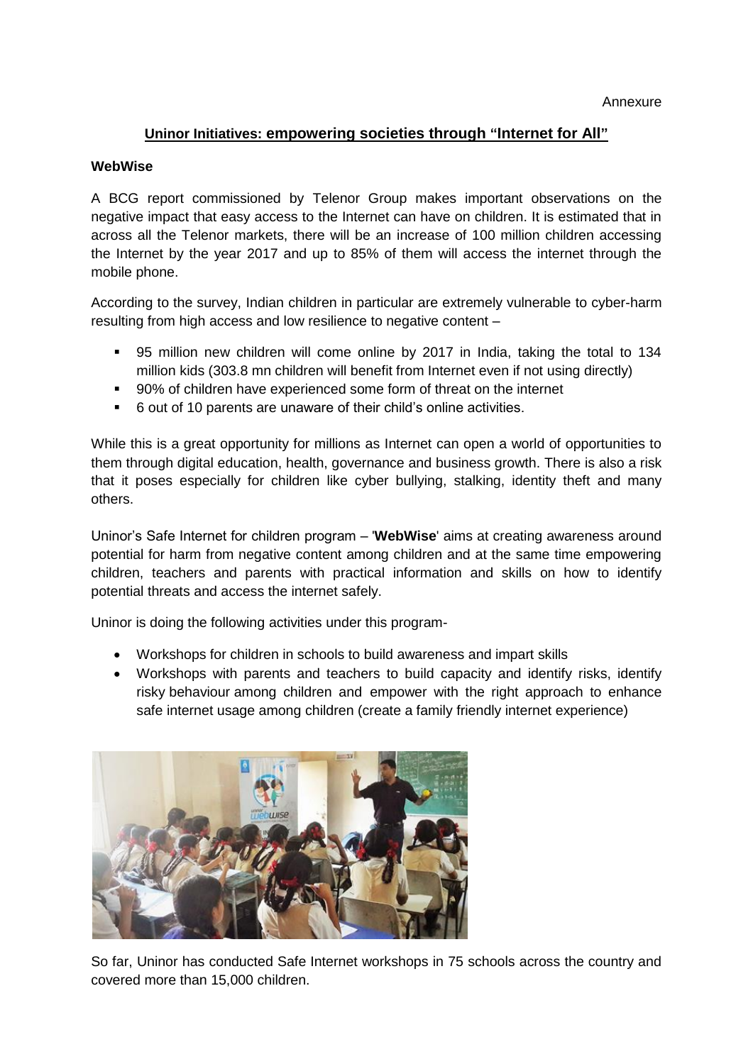Annexure

## Uninor Initiatives: empowering societies through "Internet for All"

**WebWise**

A BCG report commissioned by Telenor Group makes important observations on the negative impact that easy access to the Internet can have on children. It is estimated that in across all the Telenor markets, there will be an increase of 100 million children accessing the Internet by the year 2017 and up to 85% of them will access the internet through the mobile phone.

According to the survey, Indian children in particular are extremely vulnerable to cyber-harm resulting from high access and low resilience to negative content –

- 95 million new children will come online by 2017 in India, taking the total to 134 million kids (303.8 mn children will benefit from Internet even if not using directly)
- 90% of children have experienced some form of threat on the internet
- 6 out of 10 parents are unaware of their child's online activities.

While this is a great opportunity for millions as Internet can open a world of opportunities to them through digital education, health, governance and business growth. There is also a risk that it poses especially for children like cyber bullying, stalking, identity theft and many others.

Uninor's Safe Internet for children program – '**WebWise**' aims at creating awareness around potential for harm from negative content among children and at the same time empowering children, teachers and parents with practical information and skills on how to identify potential threats and access the internet safely.

Uninor is doing the following activities under this program-

- Workshops for children in schools to build awareness and impart skills
- Workshops with parents and teachers to build capacity and identify risks, identify risky behaviour among children and empower with the right approach to enhance safe internet usage among children (create a family friendly internet experience)

So far, Uninor has conducted Safe Internet workshops in 75 schools across the country and covered more than 15,000 children.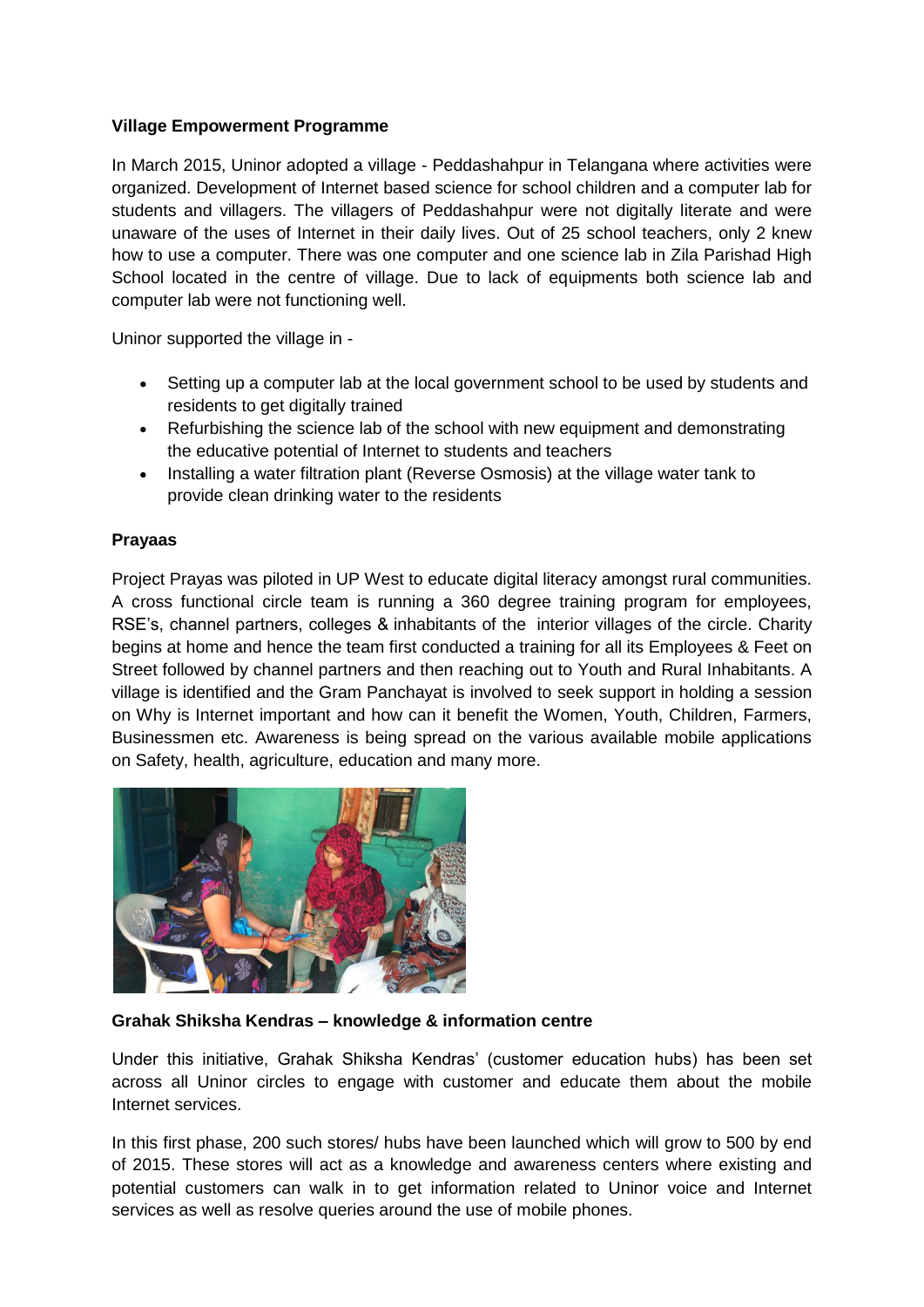**Village Empowerment Programme**

In March 2015, Uninor adopted a village - Peddashahpur in Telangana where activities were organized. Development of Internet based science for school children and a computer lab for students and villagers. The villagers of Peddashahpur were not digitally literate and were unaware of the uses of Internet in their daily lives. Out of 25 school teachers, only 2 knew how to use a computer. There was one computer and one science lab in Zila Parishad High School located in the centre of village. Due to lack of equipments both science lab and computer lab were not functioning well.

Uninor supported the village in -

- Setting up a computer lab at the local government school to be used by students and residents to get digitally trained
- Refurbishing the science lab of the school with new equipment and demonstrating the educative potential of Internet to students and teachers
- Installing a water filtration plant (Reverse Osmosis) at the village water tank to provide clean drinking water to the residents

**Prayaas**

Project Prayas was piloted in UP West to educate digital literacy amongst rural communities. A cross functional circle team is running a 360 degree training program for employees, RSE's, channel partners, colleges & inhabitants of the interior villages of the circle. Charity begins at home and hence the team first conducted a training for all its Employees & Feet on Street followed by channel partners and then reaching out to Youth and Rural Inhabitants. A village is identified and the Gram Panchayat is involved to seek support in holding a session on Why is Internet important and how can it benefit the Women, Youth, Children, Farmers, Businessmen etc. Awareness is being spread on the various available mobile applications on Safety, health, agriculture, education and many more.

**Grahak Shiksha Kendras – knowledge & information centre**

Under this initiative, Grahak Shiksha Kendras' (customer education hubs) has been set across all Uninor circles to engage with customer and educate them about the mobile Internet services.

In this first phase, 200 such stores/ hubs have been launched which will grow to 500 by end of 2015. These stores will act as a knowledge and awareness centers where existing and potential customers can walk in to get information related to Uninor voice and Internet services as well as resolve queries around the use of mobile phones.